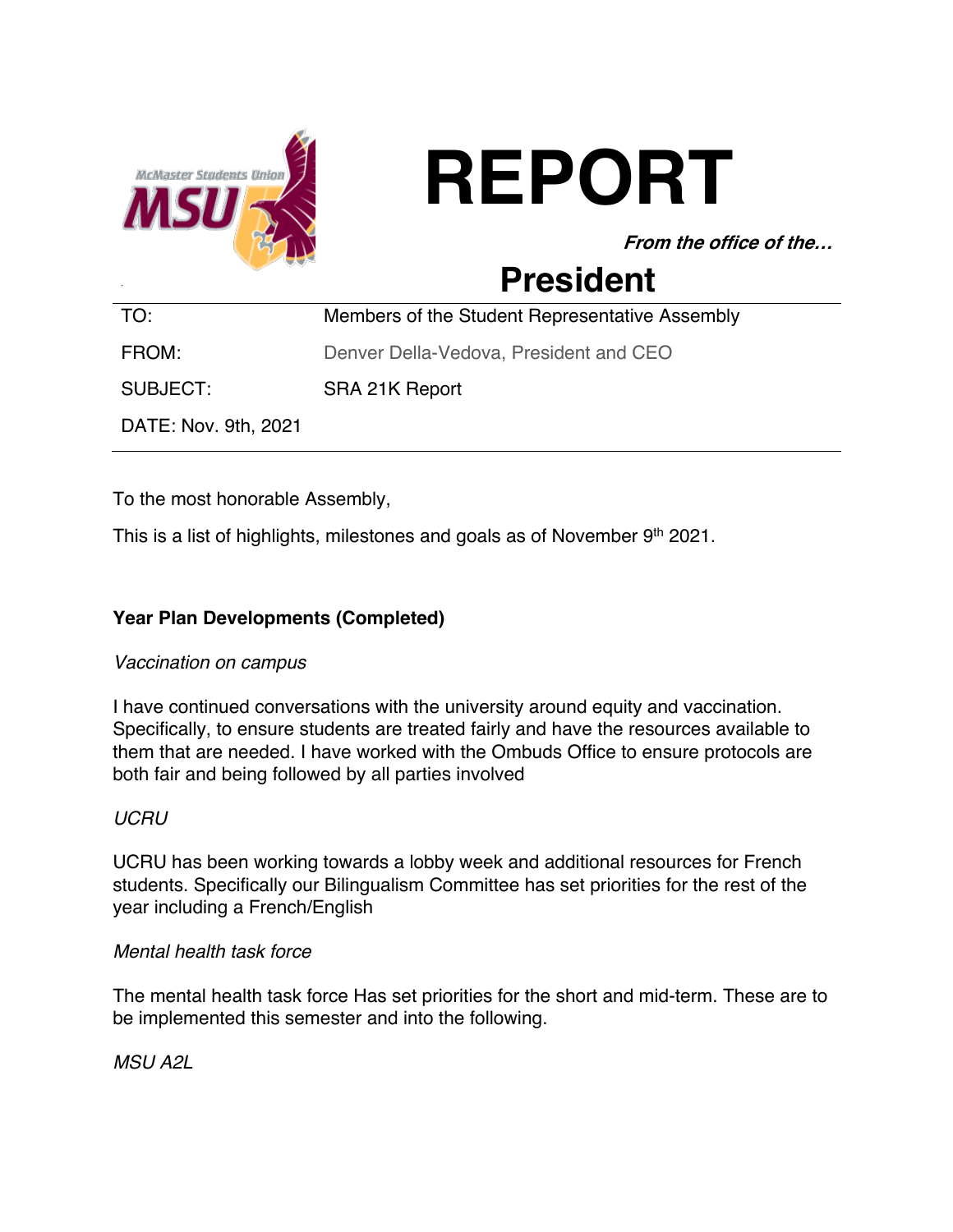# REPORT

***From the office of the…***

## President

| | |
|---|---|
| TO: | Members of the Student Representative Assembly |
| FROM: | Denver Della-Vedova, President and CEO |
| SUBJECT: | SRA 21K Report |
| DATE: Nov. 9th, 2021 | |

To the most honorable Assembly,

This is a list of highlights, milestones and goals as of November 9th 2021.

**Year Plan Developments (Completed)**

*Vaccination on campus*

I have continued conversations with the university around equity and vaccination. Specifically, to ensure students are treated fairly and have the resources available to them that are needed. I have worked with the Ombuds Office to ensure protocols are both fair and being followed by all parties involved

*UCRU*

UCRU has been working towards a lobby week and additional resources for French students. Specifically our Bilingualism Committee has set priorities for the rest of the year including a French/English

*Mental health task force*

The mental health task force Has set priorities for the short and mid-term. These are to be implemented this semester and into the following.

*MSU A2L*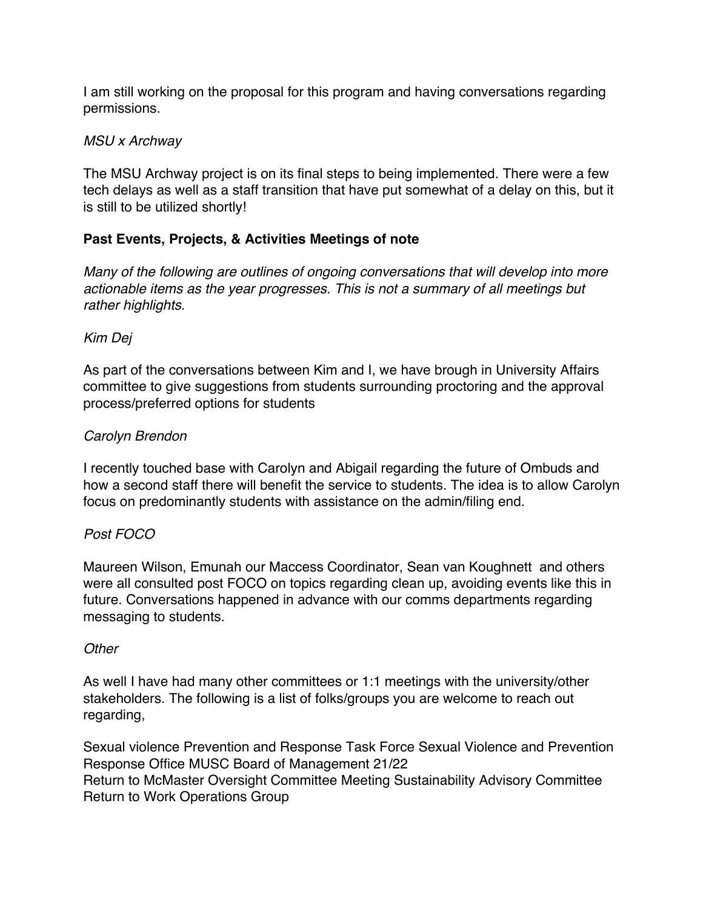I am still working on the proposal for this program and having conversations regarding permissions.

*MSU x Archway*

The MSU Archway project is on its final steps to being implemented. There were a few tech delays as well as a staff transition that have put somewhat of a delay on this, but it is still to be utilized shortly!

**Past Events, Projects, & Activities Meetings of note**

*Many of the following are outlines of ongoing conversations that will develop into more actionable items as the year progresses. This is not a summary of all meetings but rather highlights.*

*Kim Dej*

As part of the conversations between Kim and I, we have brough in University Affairs committee to give suggestions from students surrounding proctoring and the approval process/preferred options for students

*Carolyn Brendon*

I recently touched base with Carolyn and Abigail regarding the future of Ombuds and how a second staff there will benefit the service to students. The idea is to allow Carolyn focus on predominantly students with assistance on the admin/filing end.

*Post FOCO*

Maureen Wilson, Emunah our Maccess Coordinator, Sean van Koughnett and others were all consulted post FOCO on topics regarding clean up, avoiding events like this in future. Conversations happened in advance with our comms departments regarding messaging to students.

*Other*

As well I have had many other committees or 1:1 meetings with the university/other stakeholders. The following is a list of folks/groups you are welcome to reach out regarding,

Sexual violence Prevention and Response Task Force Sexual Violence and Prevention Response Office MUSC Board of Management 21/22
Return to McMaster Oversight Committee Meeting Sustainability Advisory Committee
Return to Work Operations Group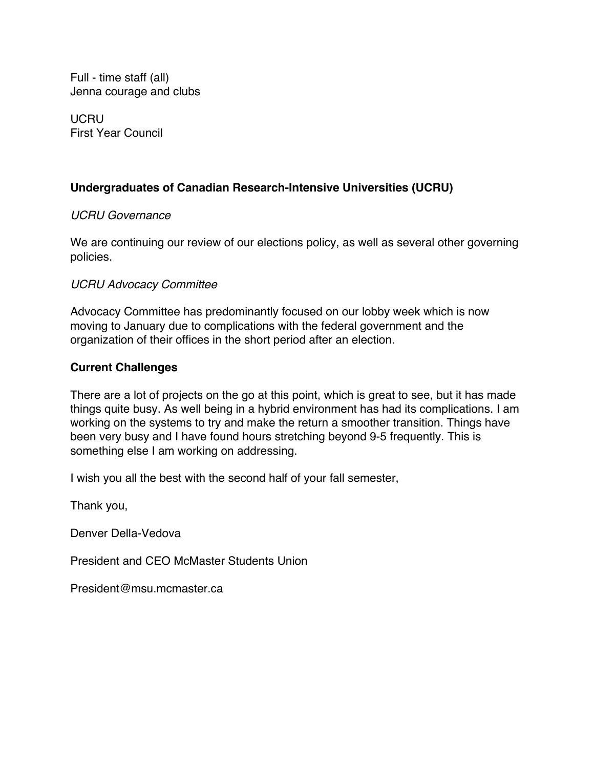Full - time staff (all)
Jenna courage and clubs

UCRU
First Year Council

**Undergraduates of Canadian Research-Intensive Universities (UCRU)**

*UCRU Governance*

We are continuing our review of our elections policy, as well as several other governing policies.

*UCRU Advocacy Committee*

Advocacy Committee has predominantly focused on our lobby week which is now moving to January due to complications with the federal government and the organization of their offices in the short period after an election.

**Current Challenges**

There are a lot of projects on the go at this point, which is great to see, but it has made things quite busy. As well being in a hybrid environment has had its complications. I am working on the systems to try and make the return a smoother transition. Things have been very busy and I have found hours stretching beyond 9-5 frequently. This is something else I am working on addressing.

I wish you all the best with the second half of your fall semester,

Thank you,

Denver Della-Vedova

President and CEO McMaster Students Union

President@msu.mcmaster.ca